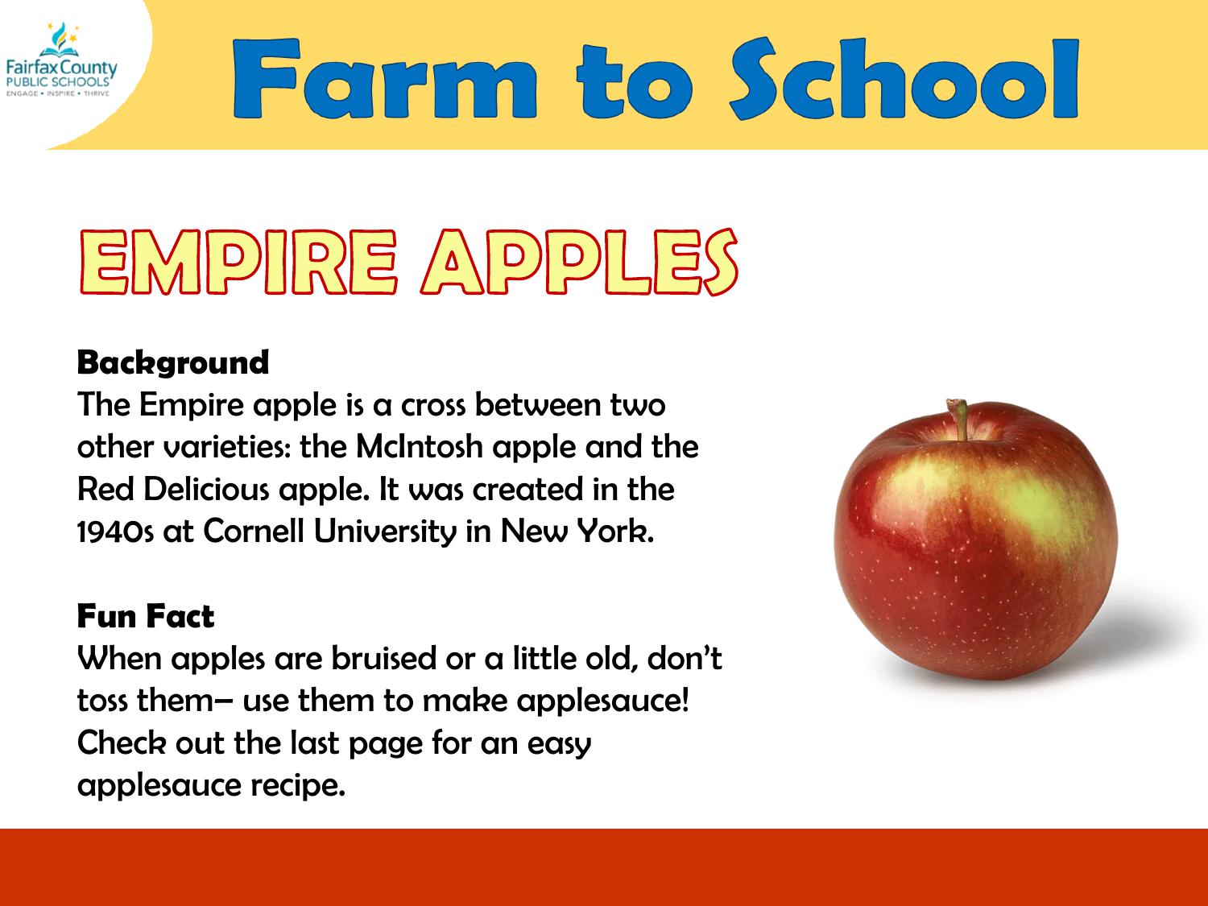Fairfax County PUBLIC SCHOOLS
ENGAGE • INSPIRE • THRIVE

# Farm to School

## EMPIRE APPLES

**Background**

The Empire apple is a cross between two other varieties: the McIntosh apple and the Red Delicious apple. It was created in the 1940s at Cornell University in New York.

**Fun Fact**

When apples are bruised or a little old, don't toss them– use them to make applesauce! Check out the last page for an easy applesauce recipe.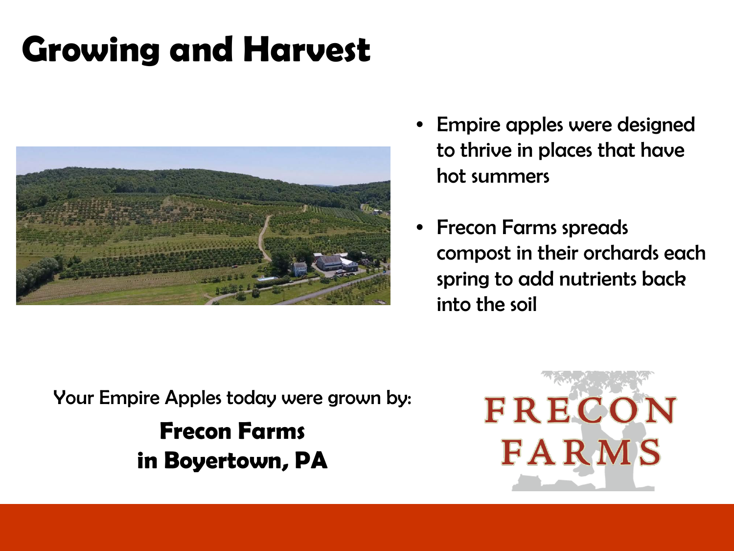# Growing and Harvest

- Empire apples were designed to thrive in places that have hot summers
- Frecon Farms spreads compost in their orchards each spring to add nutrients back into the soil

Your Empire Apples today were grown by:

**Frecon Farms**
**in Boyertown, PA**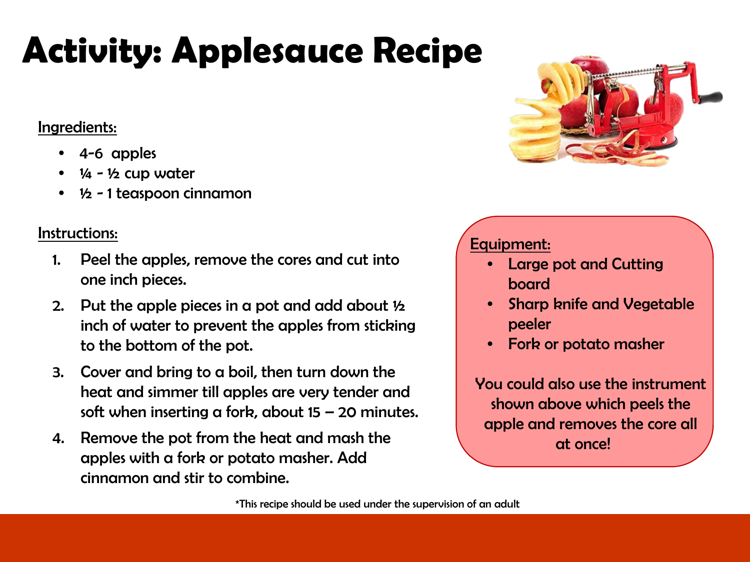# Activity: Applesauce Recipe

Ingredients:

- 4-6 apples
- ¼ - ½ cup water
- ½ - 1 teaspoon cinnamon

Instructions:

1. Peel the apples, remove the cores and cut into one inch pieces.
2. Put the apple pieces in a pot and add about ½ inch of water to prevent the apples from sticking to the bottom of the pot.
3. Cover and bring to a boil, then turn down the heat and simmer till apples are very tender and soft when inserting a fork, about 15 – 20 minutes.
4. Remove the pot from the heat and mash the apples with a fork or potato masher. Add cinnamon and stir to combine.

Equipment:

- Large pot and Cutting board
- Sharp knife and Vegetable peeler
- Fork or potato masher

You could also use the instrument shown above which peels the apple and removes the core all at once!

*This recipe should be used under the supervision of an adult